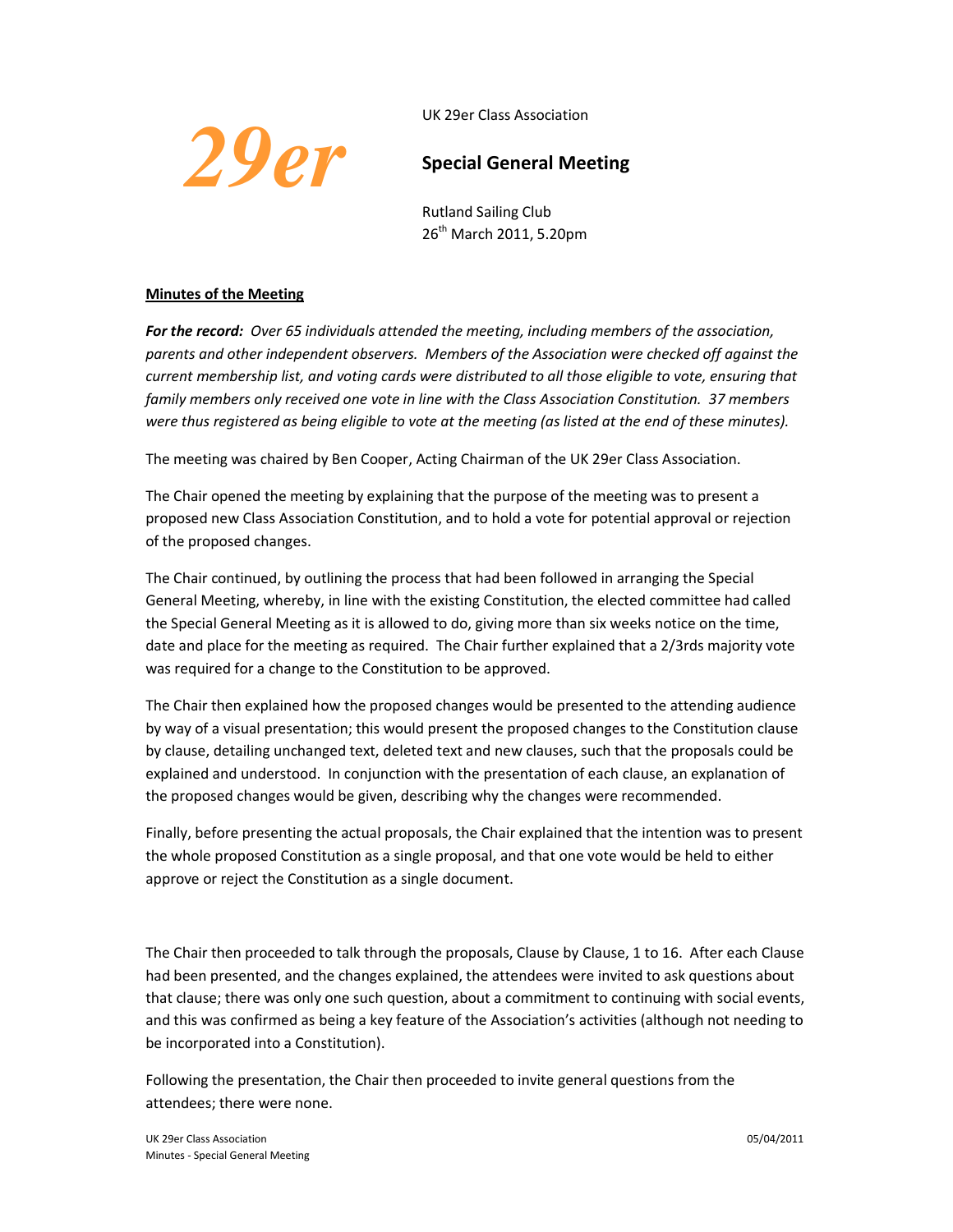29er

UK 29er Class Association

## Special General Meeting

Rutland Sailing Club
26th March 2011, 5.20pm

**Minutes of the Meeting**

***For the record:*** *Over 65 individuals attended the meeting, including members of the association, parents and other independent observers. Members of the Association were checked off against the current membership list, and voting cards were distributed to all those eligible to vote, ensuring that family members only received one vote in line with the Class Association Constitution. 37 members were thus registered as being eligible to vote at the meeting (as listed at the end of these minutes).*

The meeting was chaired by Ben Cooper, Acting Chairman of the UK 29er Class Association.

The Chair opened the meeting by explaining that the purpose of the meeting was to present a proposed new Class Association Constitution, and to hold a vote for potential approval or rejection of the proposed changes.

The Chair continued, by outlining the process that had been followed in arranging the Special General Meeting, whereby, in line with the existing Constitution, the elected committee had called the Special General Meeting as it is allowed to do, giving more than six weeks notice on the time, date and place for the meeting as required. The Chair further explained that a 2/3rds majority vote was required for a change to the Constitution to be approved.

The Chair then explained how the proposed changes would be presented to the attending audience by way of a visual presentation; this would present the proposed changes to the Constitution clause by clause, detailing unchanged text, deleted text and new clauses, such that the proposals could be explained and understood. In conjunction with the presentation of each clause, an explanation of the proposed changes would be given, describing why the changes were recommended.

Finally, before presenting the actual proposals, the Chair explained that the intention was to present the whole proposed Constitution as a single proposal, and that one vote would be held to either approve or reject the Constitution as a single document.

The Chair then proceeded to talk through the proposals, Clause by Clause, 1 to 16. After each Clause had been presented, and the changes explained, the attendees were invited to ask questions about that clause; there was only one such question, about a commitment to continuing with social events, and this was confirmed as being a key feature of the Association's activities (although not needing to be incorporated into a Constitution).

Following the presentation, the Chair then proceeded to invite general questions from the attendees; there were none.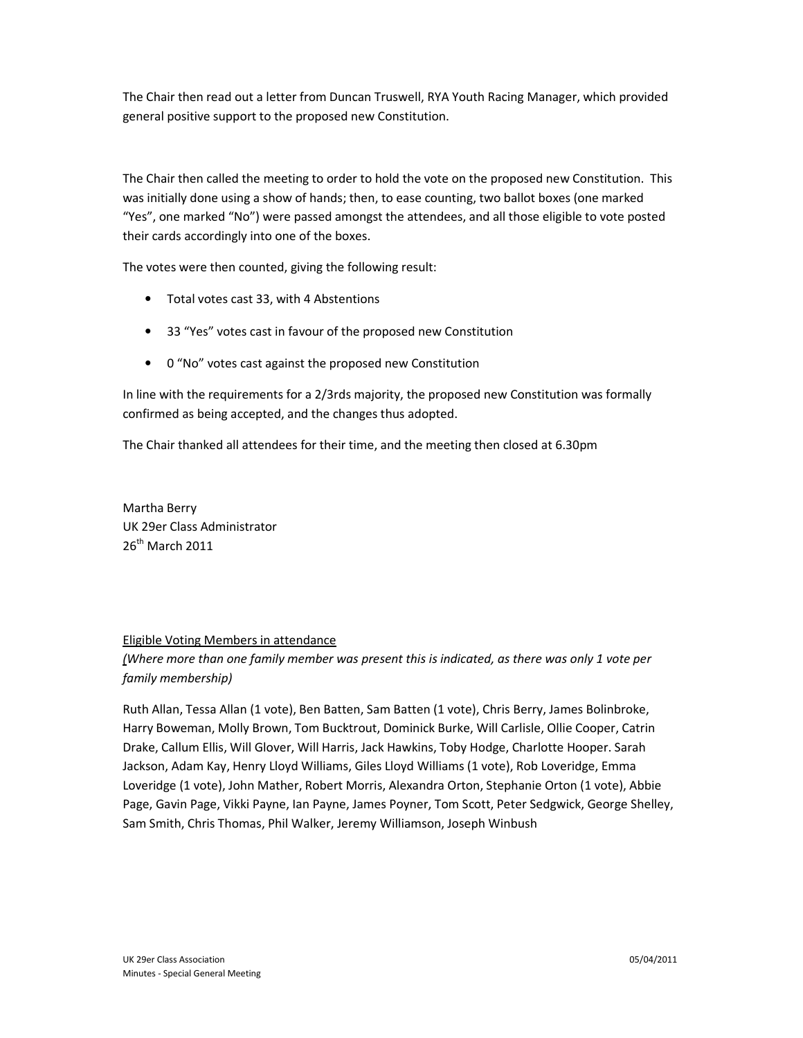The Chair then read out a letter from Duncan Truswell, RYA Youth Racing Manager, which provided general positive support to the proposed new Constitution.

The Chair then called the meeting to order to hold the vote on the proposed new Constitution. This was initially done using a show of hands; then, to ease counting, two ballot boxes (one marked "Yes", one marked "No") were passed amongst the attendees, and all those eligible to vote posted their cards accordingly into one of the boxes.

The votes were then counted, giving the following result:

- Total votes cast 33, with 4 Abstentions
- 33 "Yes" votes cast in favour of the proposed new Constitution
- 0 "No" votes cast against the proposed new Constitution

In line with the requirements for a 2/3rds majority, the proposed new Constitution was formally confirmed as being accepted, and the changes thus adopted.

The Chair thanked all attendees for their time, and the meeting then closed at 6.30pm

Martha Berry
UK 29er Class Administrator
26th March 2011

Eligible Voting Members in attendance

*(Where more than one family member was present this is indicated, as there was only 1 vote per family membership)*

Ruth Allan, Tessa Allan (1 vote), Ben Batten, Sam Batten (1 vote), Chris Berry, James Bolinbroke, Harry Boweman, Molly Brown, Tom Bucktrout, Dominick Burke, Will Carlisle, Ollie Cooper, Catrin Drake, Callum Ellis, Will Glover, Will Harris, Jack Hawkins, Toby Hodge, Charlotte Hooper. Sarah Jackson, Adam Kay, Henry Lloyd Williams, Giles Lloyd Williams (1 vote), Rob Loveridge, Emma Loveridge (1 vote), John Mather, Robert Morris, Alexandra Orton, Stephanie Orton (1 vote), Abbie Page, Gavin Page, Vikki Payne, Ian Payne, James Poyner, Tom Scott, Peter Sedgwick, George Shelley, Sam Smith, Chris Thomas, Phil Walker, Jeremy Williamson, Joseph Winbush